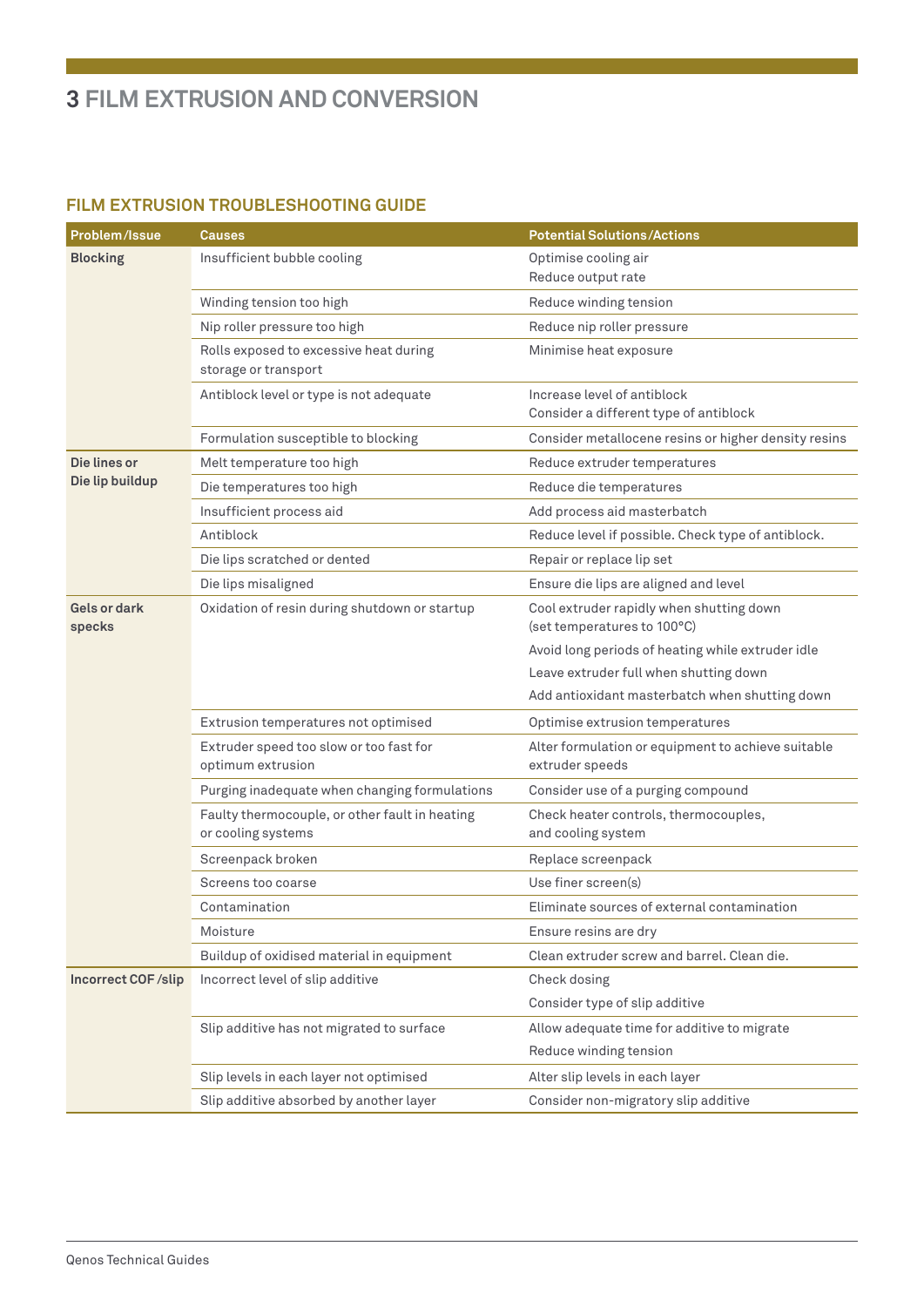# 3 FILM EXTRUSION AND CONVERSION

## FILM EXTRUSION TROUBLESHOOTING GUIDE

| Problem/Issue | Causes | Potential Solutions/Actions |
|---|---|---|
| **Blocking** | Insufficient bubble cooling | Optimise cooling air<br>Reduce output rate |
| | Winding tension too high | Reduce winding tension |
| | Nip roller pressure too high | Reduce nip roller pressure |
| | Rolls exposed to excessive heat during storage or transport | Minimise heat exposure |
| | Antiblock level or type is not adequate | Increase level of antiblock<br>Consider a different type of antiblock |
| | Formulation susceptible to blocking | Consider metallocene resins or higher density resins |
| **Die lines or Die lip buildup** | Melt temperature too high | Reduce extruder temperatures |
| | Die temperatures too high | Reduce die temperatures |
| | Insufficient process aid | Add process aid masterbatch |
| | Antiblock | Reduce level if possible. Check type of antiblock. |
| | Die lips scratched or dented | Repair or replace lip set |
| | Die lips misaligned | Ensure die lips are aligned and level |
| **Gels or dark specks** | Oxidation of resin during shutdown or startup | Cool extruder rapidly when shutting down (set temperatures to 100°C)<br>Avoid long periods of heating while extruder idle<br>Leave extruder full when shutting down<br>Add antioxidant masterbatch when shutting down |
| | Extrusion temperatures not optimised | Optimise extrusion temperatures |
| | Extruder speed too slow or too fast for optimum extrusion | Alter formulation or equipment to achieve suitable extruder speeds |
| | Purging inadequate when changing formulations | Consider use of a purging compound |
| | Faulty thermocouple, or other fault in heating or cooling systems | Check heater controls, thermocouples, and cooling system |
| | Screenpack broken | Replace screenpack |
| | Screens too coarse | Use finer screen(s) |
| | Contamination | Eliminate sources of external contamination |
| | Moisture | Ensure resins are dry |
| | Buildup of oxidised material in equipment | Clean extruder screw and barrel. Clean die. |
| **Incorrect COF /slip** | Incorrect level of slip additive | Check dosing<br>Consider type of slip additive |
| | Slip additive has not migrated to surface | Allow adequate time for additive to migrate<br>Reduce winding tension |
| | Slip levels in each layer not optimised | Alter slip levels in each layer |
| | Slip additive absorbed by another layer | Consider non-migratory slip additive |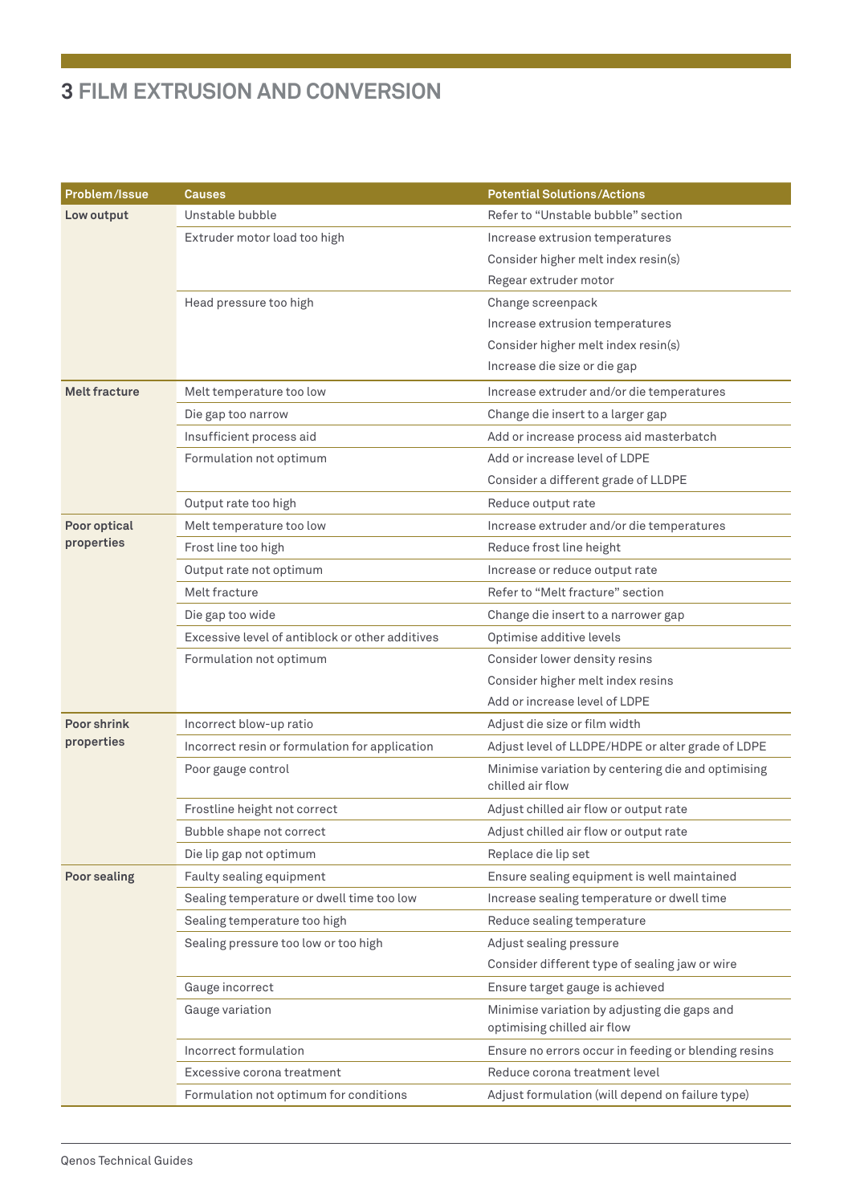# 3 FILM EXTRUSION AND CONVERSION

| Problem/Issue | Causes | Potential Solutions/Actions |
|---|---|---|
| **Low output** | Unstable bubble | Refer to "Unstable bubble" section |
| | Extruder motor load too high | Increase extrusion temperatures |
| | | Consider higher melt index resin(s) |
| | | Regear extruder motor |
| | Head pressure too high | Change screenpack |
| | | Increase extrusion temperatures |
| | | Consider higher melt index resin(s) |
| | | Increase die size or die gap |
| **Melt fracture** | Melt temperature too low | Increase extruder and/or die temperatures |
| | Die gap too narrow | Change die insert to a larger gap |
| | Insufficient process aid | Add or increase process aid masterbatch |
| | Formulation not optimum | Add or increase level of LDPE |
| | | Consider a different grade of LLDPE |
| | Output rate too high | Reduce output rate |
| **Poor optical properties** | Melt temperature too low | Increase extruder and/or die temperatures |
| | Frost line too high | Reduce frost line height |
| | Output rate not optimum | Increase or reduce output rate |
| | Melt fracture | Refer to "Melt fracture" section |
| | Die gap too wide | Change die insert to a narrower gap |
| | Excessive level of antiblock or other additives | Optimise additive levels |
| | Formulation not optimum | Consider lower density resins |
| | | Consider higher melt index resins |
| | | Add or increase level of LDPE |
| **Poor shrink properties** | Incorrect blow-up ratio | Adjust die size or film width |
| | Incorrect resin or formulation for application | Adjust level of LLDPE/HDPE or alter grade of LDPE |
| | Poor gauge control | Minimise variation by centering die and optimising chilled air flow |
| | Frostline height not correct | Adjust chilled air flow or output rate |
| | Bubble shape not correct | Adjust chilled air flow or output rate |
| | Die lip gap not optimum | Replace die lip set |
| **Poor sealing** | Faulty sealing equipment | Ensure sealing equipment is well maintained |
| | Sealing temperature or dwell time too low | Increase sealing temperature or dwell time |
| | Sealing temperature too high | Reduce sealing temperature |
| | Sealing pressure too low or too high | Adjust sealing pressure |
| | | Consider different type of sealing jaw or wire |
| | Gauge incorrect | Ensure target gauge is achieved |
| | Gauge variation | Minimise variation by adjusting die gaps and optimising chilled air flow |
| | Incorrect formulation | Ensure no errors occur in feeding or blending resins |
| | Excessive corona treatment | Reduce corona treatment level |
| | Formulation not optimum for conditions | Adjust formulation (will depend on failure type) |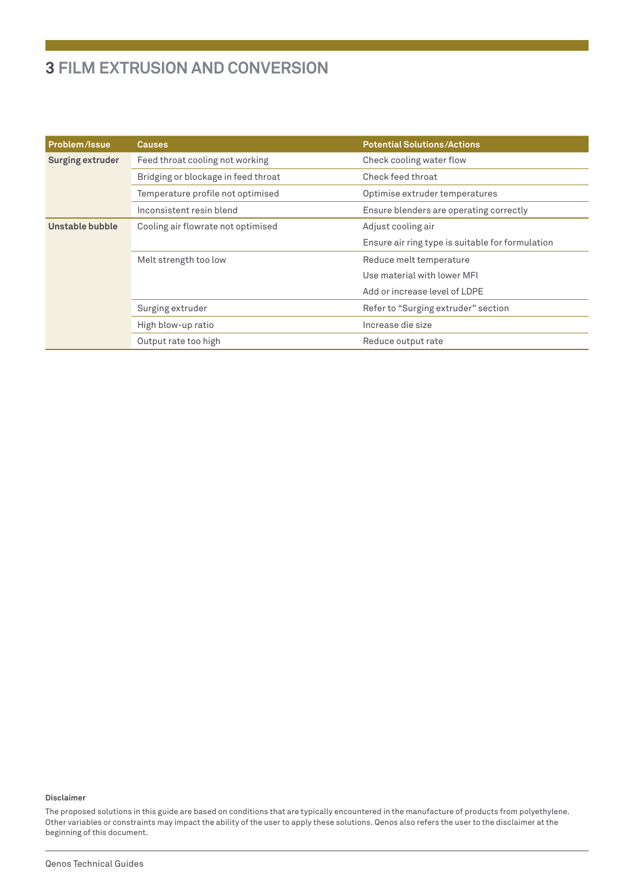# 3 FILM EXTRUSION AND CONVERSION

| Problem/Issue | Causes | Potential Solutions/Actions |
| --- | --- | --- |
| **Surging extruder** | Feed throat cooling not working | Check cooling water flow |
| | Bridging or blockage in feed throat | Check feed throat |
| | Temperature profile not optimised | Optimise extruder temperatures |
| | Inconsistent resin blend | Ensure blenders are operating correctly |
| **Unstable bubble** | Cooling air flowrate not optimised | Adjust cooling air |
| | | Ensure air ring type is suitable for formulation |
| | Melt strength too low | Reduce melt temperature |
| | | Use material with lower MFI |
| | | Add or increase level of LDPE |
| | Surging extruder | Refer to "Surging extruder" section |
| | High blow-up ratio | Increase die size |
| | Output rate too high | Reduce output rate |

**Disclaimer**

The proposed solutions in this guide are based on conditions that are typically encountered in the manufacture of products from polyethylene. Other variables or constraints may impact the ability of the user to apply these solutions. Qenos also refers the user to the disclaimer at the beginning of this document.